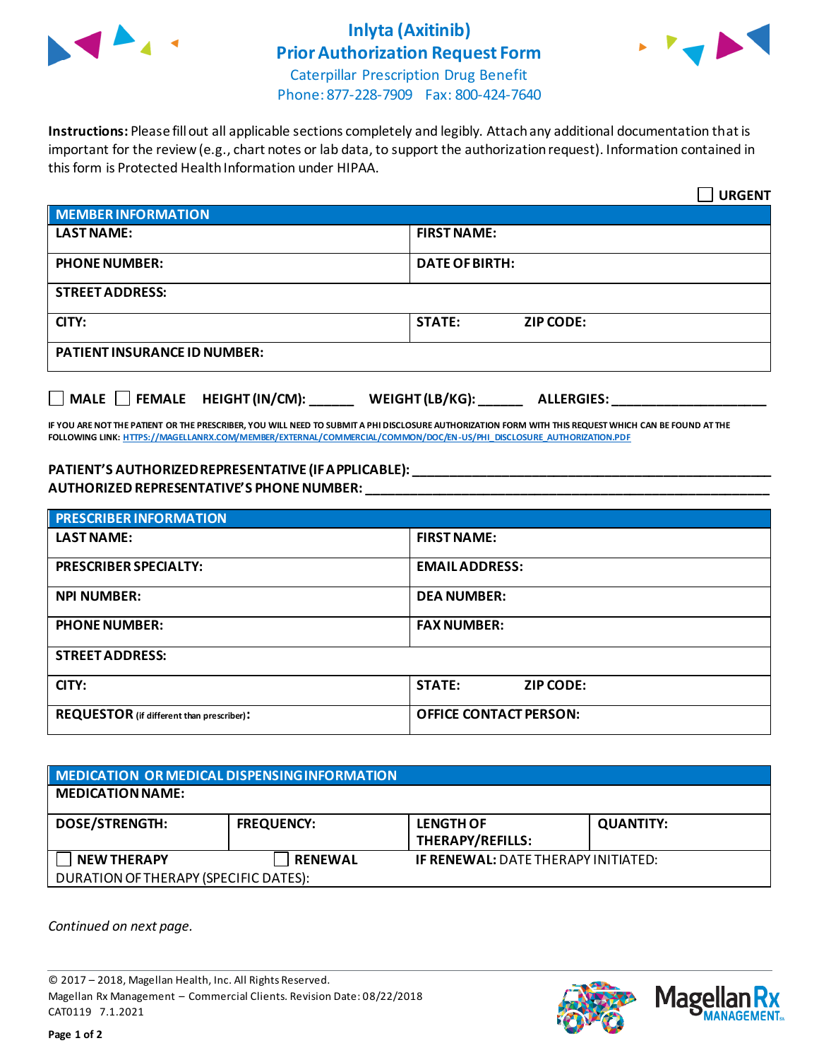# Inlyta (Axitinib)
# Prior Authorization Request Form

Caterpillar Prescription Drug Benefit
Phone: 877-228-7909 Fax: 800-424-7640

**Instructions:** Please fill out all applicable sections completely and legibly. Attach any additional documentation that is important for the review (e.g., chart notes or lab data, to support the authorization request). Information contained in this form is Protected Health Information under HIPAA.

☐ **URGENT**

| MEMBER INFORMATION | |
|---|---|
| **LAST NAME:** | **FIRST NAME:** |
| **PHONE NUMBER:** | **DATE OF BIRTH:** |
| **STREET ADDRESS:** | |
| **CITY:** | **STATE:** **ZIP CODE:** |
| **PATIENT INSURANCE ID NUMBER:** | |

☐ **MALE** ☐ **FEMALE** **HEIGHT (IN/CM):** ______ **WEIGHT (LB/KG):** ______ **ALLERGIES:** ____________________

**IF YOU ARE NOT THE PATIENT OR THE PRESCRIBER, YOU WILL NEED TO SUBMIT A PHI DISCLOSURE AUTHORIZATION FORM WITH THIS REQUEST WHICH CAN BE FOUND AT THE FOLLOWING LINK:** HTTPS://MAGELLANRX.COM/MEMBER/EXTERNAL/COMMERCIAL/COMMON/DOC/EN-US/PHI_DISCLOSURE_AUTHORIZATION.PDF

**PATIENT'S AUTHORIZED REPRESENTATIVE (IF APPLICABLE):** ________________________________________________
**AUTHORIZED REPRESENTATIVE'S PHONE NUMBER:** ________________________________________________

| PRESCRIBER INFORMATION | |
|---|---|
| **LAST NAME:** | **FIRST NAME:** |
| **PRESCRIBER SPECIALTY:** | **EMAIL ADDRESS:** |
| **NPI NUMBER:** | **DEA NUMBER:** |
| **PHONE NUMBER:** | **FAX NUMBER:** |
| **STREET ADDRESS:** | |
| **CITY:** | **STATE:** **ZIP CODE:** |
| **REQUESTOR** (if different than prescriber)**:** | **OFFICE CONTACT PERSON:** |

| MEDICATION OR MEDICAL DISPENSING INFORMATION | | | |
|---|---|---|---|
| **MEDICATION NAME:** | | | |
| **DOSE/STRENGTH:** | **FREQUENCY:** | **LENGTH OF THERAPY/REFILLS:** | **QUANTITY:** |
| ☐ **NEW THERAPY** | ☐ **RENEWAL** | **IF RENEWAL:** DATE THERAPY INITIATED: | |
| DURATION OF THERAPY (SPECIFIC DATES): | | | |

*Continued on next page.*

© 2017 – 2018, Magellan Health, Inc. All Rights Reserved.
Magellan Rx Management – Commercial Clients. Revision Date: 08/22/2018
CAT0119 7.1.2021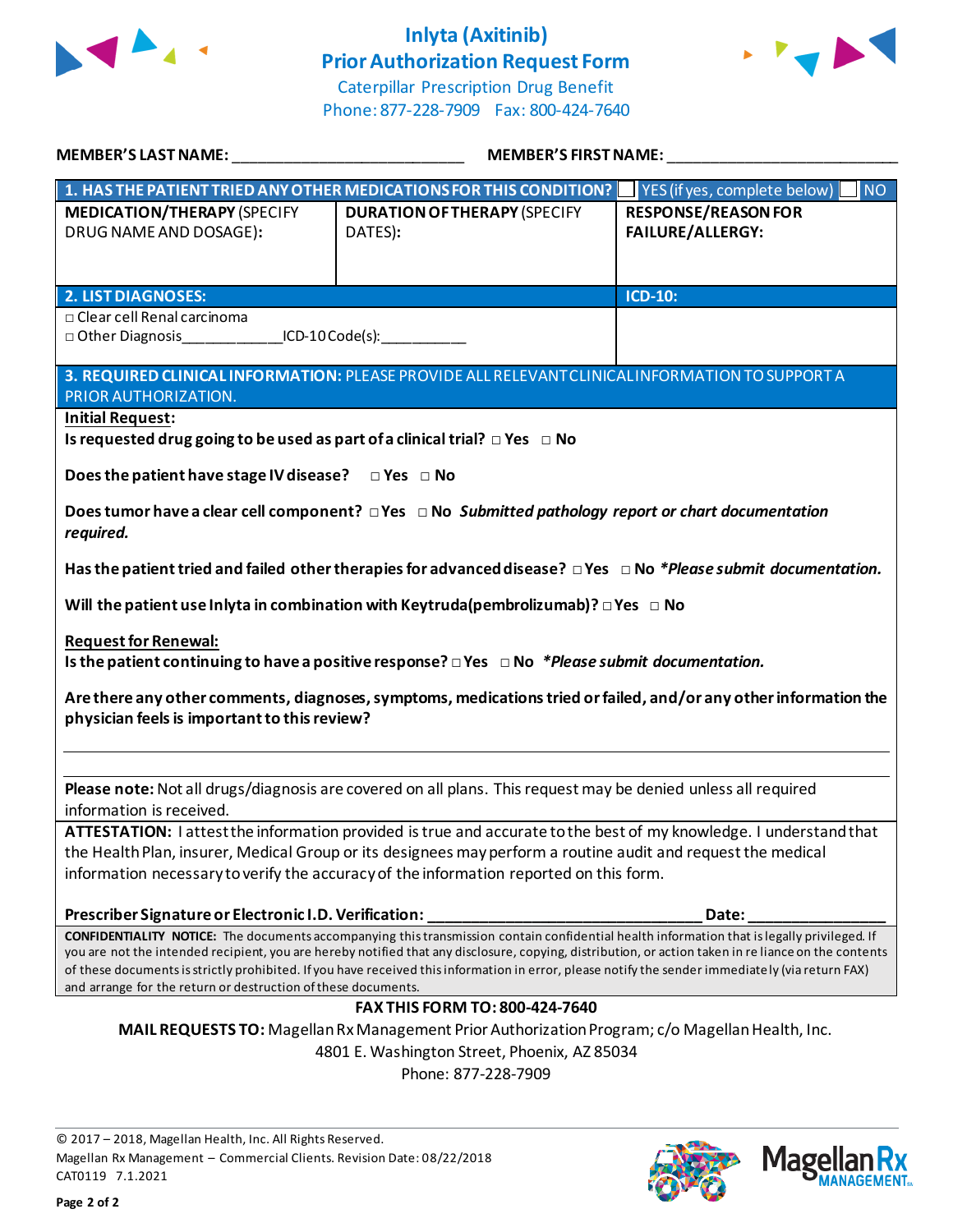# Inlyta (Axitinib) Prior Authorization Request Form

Caterpillar Prescription Drug Benefit
Phone: 877-228-7909 Fax: 800-424-7640

**MEMBER'S LAST NAME:** ___________________________ **MEMBER'S FIRST NAME:** ___________________________

| **1. HAS THE PATIENT TRIED ANY OTHER MEDICATIONS FOR THIS CONDITION?** | | ☐ YES (if yes, complete below) ☐ NO |
|---|---|---|
| **MEDICATION/THERAPY** (SPECIFY DRUG NAME AND DOSAGE): | **DURATION OF THERAPY** (SPECIFY DATES): | **RESPONSE/REASON FOR FAILURE/ALLERGY:** |

| **2. LIST DIAGNOSES:** | **ICD-10:** |
|---|---|
| □ Clear cell Renal carcinoma<br>□ Other Diagnosis___________ICD-10 Code(s):__________ | |

**3. REQUIRED CLINICAL INFORMATION:** PLEASE PROVIDE ALL RELEVANT CLINICAL INFORMATION TO SUPPORT A PRIOR AUTHORIZATION.

**Initial Request:**

**Is requested drug going to be used as part of a clinical trial?** □ **Yes** □ **No**

**Does the patient have stage IV disease?** □ **Yes** □ **No**

**Does tumor have a clear cell component?** □ **Yes** □ **No** ***Submitted pathology report or chart documentation required.***

**Has the patient tried and failed other therapies for advanced disease?** □ **Yes** □ **No** ***Please submit documentation.***

**Will the patient use Inlyta in combination with Keytruda(pembrolizumab)?** □ **Yes** □ **No**

**Request for Renewal:**

**Is the patient continuing to have a positive response?** □ **Yes** □ **No** ***Please submit documentation.***

**Are there any other comments, diagnoses, symptoms, medications tried or failed, and/or any other information the physician feels is important to this review?**

______________________________________________________________________________

______________________________________________________________________________

**Please note:** Not all drugs/diagnosis are covered on all plans. This request may be denied unless all required information is received.

**ATTESTATION:** I attest the information provided is true and accurate to the best of my knowledge. I understand that the Health Plan, insurer, Medical Group or its designees may perform a routine audit and request the medical information necessary to verify the accuracy of the information reported on this form.

**Prescriber Signature or Electronic I.D. Verification:** ________________________________ **Date:** ________________

**CONFIDENTIALITY NOTICE:** The documents accompanying this transmission contain confidential health information that is legally privileged. If you are not the intended recipient, you are hereby notified that any disclosure, copying, distribution, or action taken in reliance on the contents of these documents is strictly prohibited. If you have received this information in error, please notify the sender immediately (via return FAX) and arrange for the return or destruction of these documents.

**FAX THIS FORM TO: 800-424-7640**

**MAIL REQUESTS TO:** Magellan Rx Management Prior Authorization Program; c/o Magellan Health, Inc.
4801 E. Washington Street, Phoenix, AZ 85034
Phone: 877-228-7909

© 2017 – 2018, Magellan Health, Inc. All Rights Reserved.
Magellan Rx Management – Commercial Clients. Revision Date: 08/22/2018
CAT0119 7.1.2021